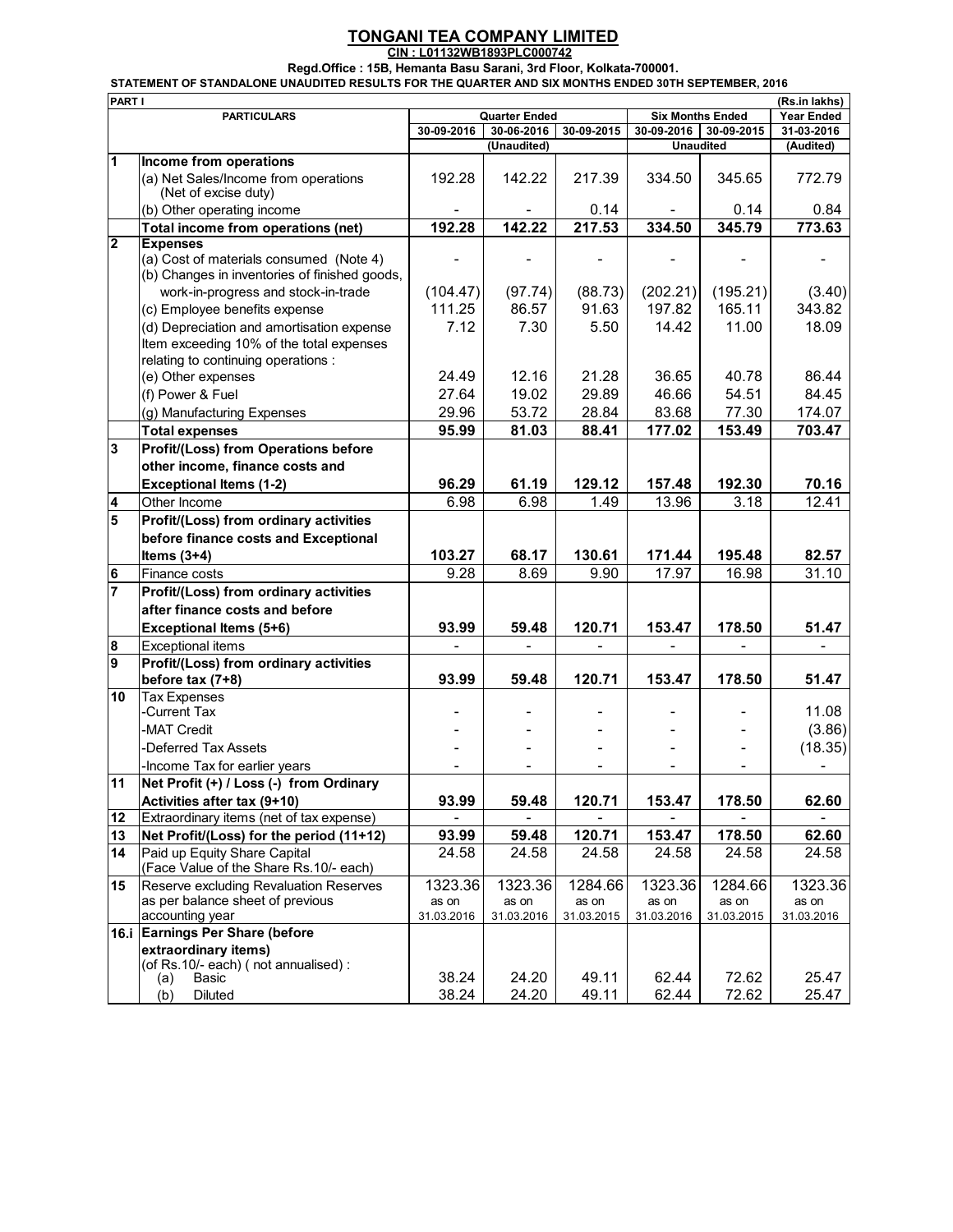# TONGANI TEA COMPANY LIMITED

**CIN : L01132WB1893PLC000742**

**Regd.Office : 15B, Hemanta Basu Sarani, 3rd Floor, Kolkata-700001.**

**STATEMENT OF STANDALONE UNAUDITED RESULTS FOR THE QUARTER AND SIX MONTHS ENDED 30TH SEPTEMBER, 2016**

**PART I** (Rs.in lakhs)

| | PARTICULARS | Quarter Ended | | | Six Months Ended | | Year Ended |
|---|---|---|---|---|---|---|---|
| | | 30-09-2016 | 30-06-2016 | 30-09-2015 | 30-09-2016 | 30-09-2015 | 31-03-2016 |
| | | (Unaudited) | | | Unaudited | | (Audited) |
| 1 | **Income from operations** | | | | | | |
| | (a) Net Sales/Income from operations (Net of excise duty) | 192.28 | 142.22 | 217.39 | 334.50 | 345.65 | 772.79 |
| | (b) Other operating income | - | - | 0.14 | - | 0.14 | 0.84 |
| | **Total income from operations (net)** | **192.28** | **142.22** | **217.53** | **334.50** | **345.79** | **773.63** |
| 2 | **Expenses** | | | | | | |
| | (a) Cost of materials consumed (Note 4) | - | - | - | - | - | - |
| | (b) Changes in inventories of finished goods, work-in-progress and stock-in-trade | (104.47) | (97.74) | (88.73) | (202.21) | (195.21) | (3.40) |
| | (c) Employee benefits expense | 111.25 | 86.57 | 91.63 | 197.82 | 165.11 | 343.82 |
| | (d) Depreciation and amortisation expense | 7.12 | 7.30 | 5.50 | 14.42 | 11.00 | 18.09 |
| | Item exceeding 10% of the total expenses relating to continuing operations : | | | | | | |
| | (e) Other expenses | 24.49 | 12.16 | 21.28 | 36.65 | 40.78 | 86.44 |
| | (f) Power & Fuel | 27.64 | 19.02 | 29.89 | 46.66 | 54.51 | 84.45 |
| | (g) Manufacturing Expenses | 29.96 | 53.72 | 28.84 | 83.68 | 77.30 | 174.07 |
| | **Total expenses** | **95.99** | **81.03** | **88.41** | **177.02** | **153.49** | **703.47** |
| 3 | **Profit/(Loss) from Operations before other income, finance costs and Exceptional Items (1-2)** | **96.29** | **61.19** | **129.12** | **157.48** | **192.30** | **70.16** |
| 4 | Other Income | 6.98 | 6.98 | 1.49 | 13.96 | 3.18 | 12.41 |
| 5 | **Profit/(Loss) from ordinary activities before finance costs and Exceptional Items (3+4)** | **103.27** | **68.17** | **130.61** | **171.44** | **195.48** | **82.57** |
| 6 | Finance costs | 9.28 | 8.69 | 9.90 | 17.97 | 16.98 | 31.10 |
| 7 | **Profit/(Loss) from ordinary activities after finance costs and before Exceptional Items (5+6)** | **93.99** | **59.48** | **120.71** | **153.47** | **178.50** | **51.47** |
| 8 | Exceptional items | - | - | - | - | - | - |
| 9 | **Profit/(Loss) from ordinary activities before tax (7+8)** | **93.99** | **59.48** | **120.71** | **153.47** | **178.50** | **51.47** |
| 10 | Tax Expenses | | | | | | |
| | -Current Tax | - | - | - | - | - | 11.08 |
| | -MAT Credit | - | - | - | - | - | (3.86) |
| | -Deferred Tax Assets | - | - | - | - | - | (18.35) |
| | -Income Tax for earlier years | - | - | - | - | - | - |
| 11 | **Net Profit (+) / Loss (-) from Ordinary Activities after tax (9+10)** | **93.99** | **59.48** | **120.71** | **153.47** | **178.50** | **62.60** |
| 12 | Extraordinary items (net of tax expense) | - | - | - | - | - | - |
| 13 | **Net Profit/(Loss) for the period (11+12)** | **93.99** | **59.48** | **120.71** | **153.47** | **178.50** | **62.60** |
| 14 | Paid up Equity Share Capital (Face Value of the Share Rs.10/- each) | 24.58 | 24.58 | 24.58 | 24.58 | 24.58 | 24.58 |
| 15 | Reserve excluding Revaluation Reserves as per balance sheet of previous accounting year | 1323.36 as on 31.03.2016 | 1323.36 as on 31.03.2016 | 1284.66 as on 31.03.2015 | 1323.36 as on 31.03.2016 | 1284.66 as on 31.03.2015 | 1323.36 as on 31.03.2016 |
| 16.i | **Earnings Per Share (before extraordinary items)** (of Rs.10/- each) ( not annualised) : | | | | | | |
| | (a) Basic | 38.24 | 24.20 | 49.11 | 62.44 | 72.62 | 25.47 |
| | (b) Diluted | 38.24 | 24.20 | 49.11 | 62.44 | 72.62 | 25.47 |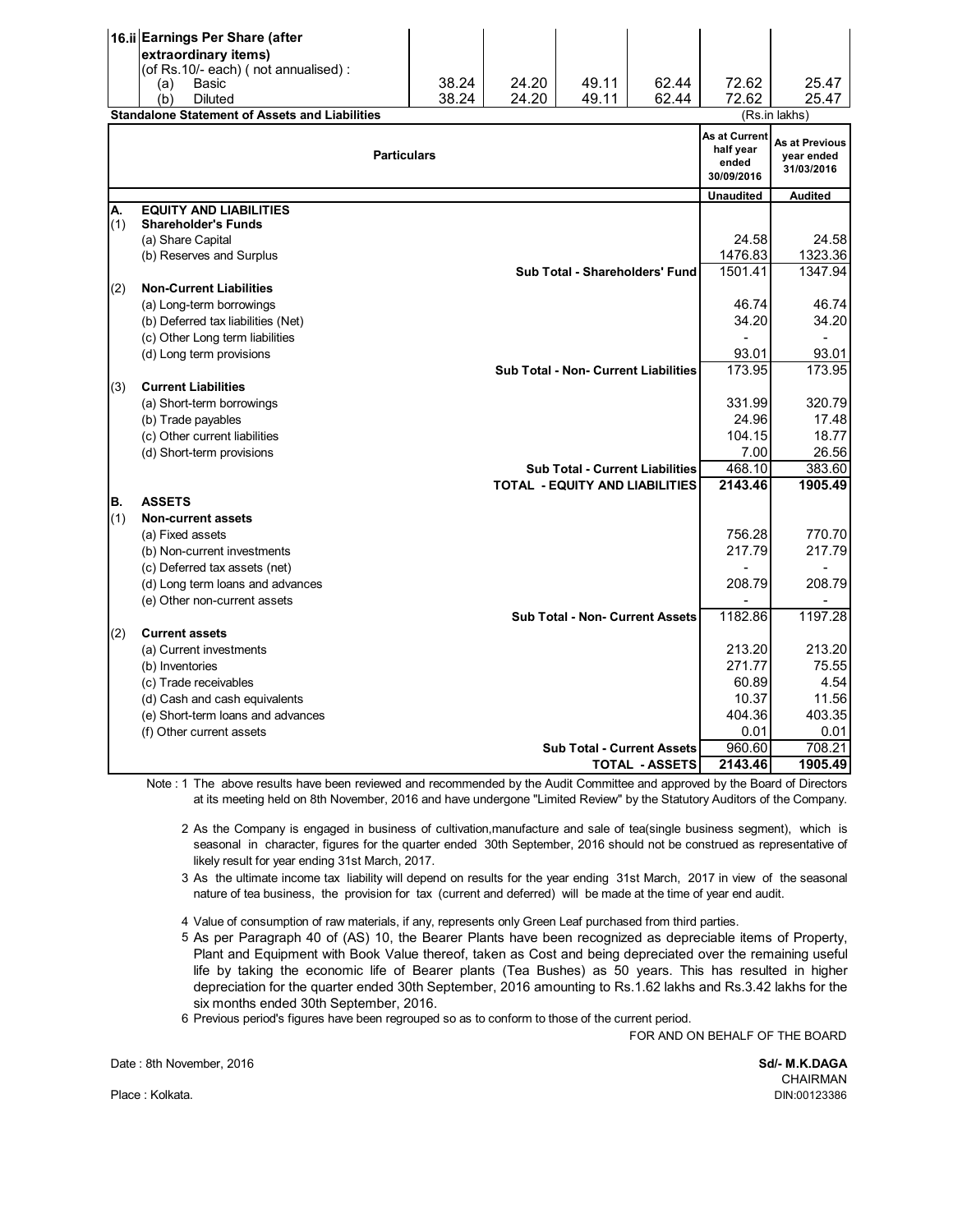| | | | | | | | |
|---|---|---|---|---|---|---|---|
| 16.ii | **Earnings Per Share (after extraordinary items)** (of Rs.10/- each) ( not annualised) : | | | | | | |
| | (a) Basic | 38.24 | 24.20 | 49.11 | 62.44 | 72.62 | 25.47 |
| | (b) Diluted | 38.24 | 24.20 | 49.11 | 62.44 | 72.62 | 25.47 |

**Standalone Statement of Assets and Liabilities** (Rs.in lakhs)

| | Particulars | As at Current half year ended 30/09/2016 | As at Previous year ended 31/03/2016 |
|---|---|---|---|
| | | **Unaudited** | **Audited** |
| **A.** | **EQUITY AND LIABILITIES** | | |
| (1) | **Shareholder's Funds** | | |
| | (a) Share Capital | 24.58 | 24.58 |
| | (b) Reserves and Surplus | 1476.83 | 1323.36 |
| | **Sub Total - Shareholders' Fund** | 1501.41 | 1347.94 |
| (2) | **Non-Current Liabilities** | | |
| | (a) Long-term borrowings | 46.74 | 46.74 |
| | (b) Deferred tax liabilities (Net) | 34.20 | 34.20 |
| | (c) Other Long term liabilities | - | - |
| | (d) Long term provisions | 93.01 | 93.01 |
| | **Sub Total - Non- Current Liabilities** | 173.95 | 173.95 |
| (3) | **Current Liabilities** | | |
| | (a) Short-term borrowings | 331.99 | 320.79 |
| | (b) Trade payables | 24.96 | 17.48 |
| | (c) Other current liabilities | 104.15 | 18.77 |
| | (d) Short-term provisions | 7.00 | 26.56 |
| | **Sub Total - Current Liabilities** | 468.10 | 383.60 |
| | **TOTAL - EQUITY AND LIABILITIES** | **2143.46** | **1905.49** |
| **B.** | **ASSETS** | | |
| (1) | **Non-current assets** | | |
| | (a) Fixed assets | 756.28 | 770.70 |
| | (b) Non-current investments | 217.79 | 217.79 |
| | (c) Deferred tax assets (net) | - | - |
| | (d) Long term loans and advances | 208.79 | 208.79 |
| | (e) Other non-current assets | - | - |
| | **Sub Total - Non- Current Assets** | 1182.86 | 1197.28 |
| (2) | **Current assets** | | |
| | (a) Current investments | 213.20 | 213.20 |
| | (b) Inventories | 271.77 | 75.55 |
| | (c) Trade receivables | 60.89 | 4.54 |
| | (d) Cash and cash equivalents | 10.37 | 11.56 |
| | (e) Short-term loans and advances | 404.36 | 403.35 |
| | (f) Other current assets | 0.01 | 0.01 |
| | **Sub Total - Current Assets** | 960.60 | 708.21 |
| | **TOTAL - ASSETS** | **2143.46** | **1905.49** |

Note : 1 The above results have been reviewed and recommended by the Audit Committee and approved by the Board of Directors at its meeting held on 8th November, 2016 and have undergone "Limited Review" by the Statutory Auditors of the Company.

2 As the Company is engaged in business of cultivation,manufacture and sale of tea(single business segment), which is seasonal in character, figures for the quarter ended 30th September, 2016 should not be construed as representative of likely result for year ending 31st March, 2017.

3 As the ultimate income tax liability will depend on results for the year ending 31st March, 2017 in view of the seasonal nature of tea business, the provision for tax (current and deferred) will be made at the time of year end audit.

4 Value of consumption of raw materials, if any, represents only Green Leaf purchased from third parties.

5 As per Paragraph 40 of (AS) 10, the Bearer Plants have been recognized as depreciable items of Property, Plant and Equipment with Book Value thereof, taken as Cost and being depreciated over the remaining useful life by taking the economic life of Bearer plants (Tea Bushes) as 50 years. This has resulted in higher depreciation for the quarter ended 30th September, 2016 amounting to Rs.1.62 lakhs and Rs.3.42 lakhs for the six months ended 30th September, 2016.

6 Previous period's figures have been regrouped so as to conform to those of the current period.

FOR AND ON BEHALF OF THE BOARD

Date : 8th November, 2016

Place : Kolkata.

**Sd/- M.K.DAGA**
CHAIRMAN
DIN:00123386